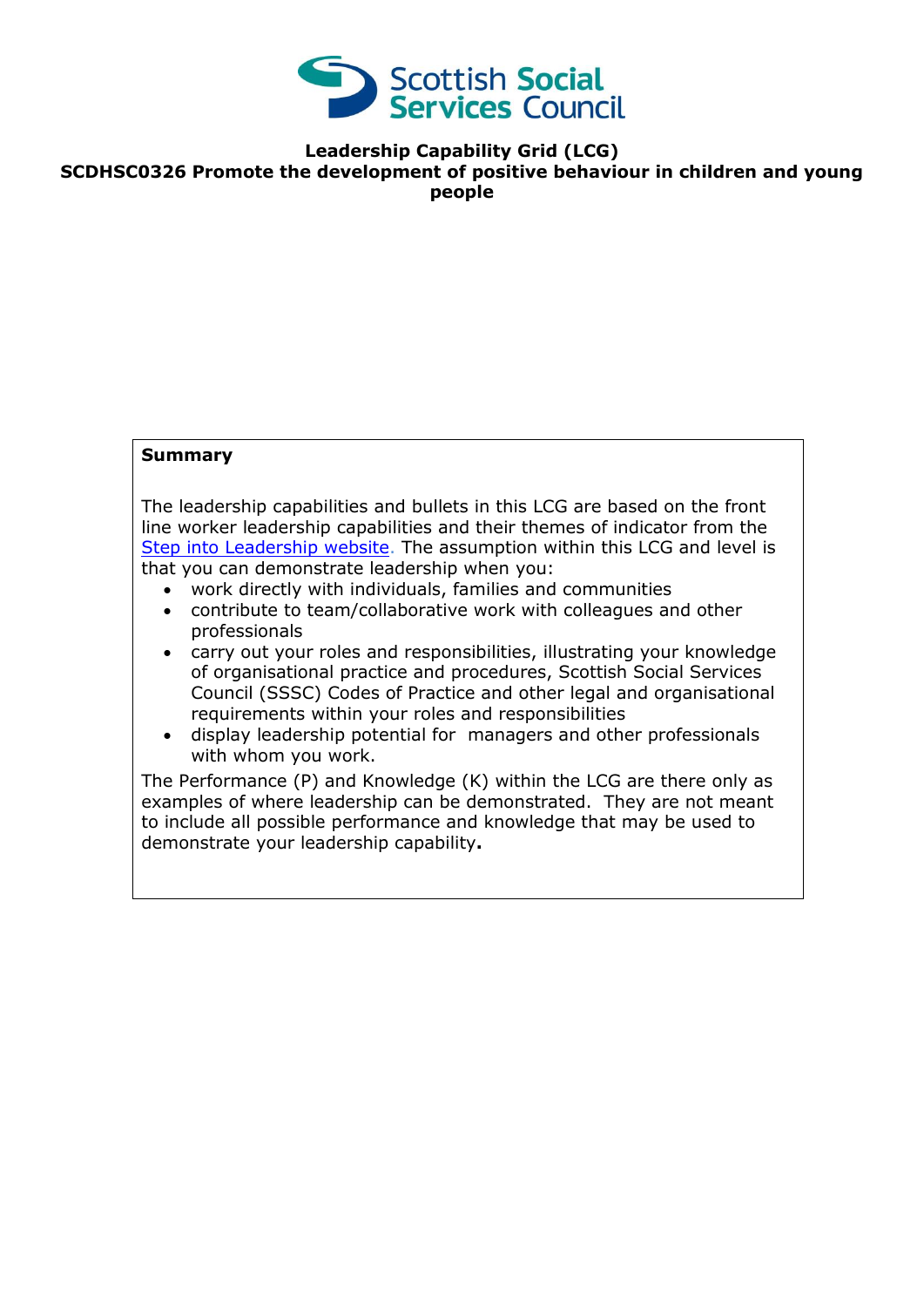**Leadership Capability Grid (LCG)**

**SCDHSC0326 Promote the development of positive behaviour in children and young people**

**Summary**

The leadership capabilities and bullets in this LCG are based on the front line worker leadership capabilities and their themes of indicator from the [Step into Leadership website](Step into Leadership website). The assumption within this LCG and level is that you can demonstrate leadership when you:

- work directly with individuals, families and communities
- contribute to team/collaborative work with colleagues and other professionals
- carry out your roles and responsibilities, illustrating your knowledge of organisational practice and procedures, Scottish Social Services Council (SSSC) Codes of Practice and other legal and organisational requirements within your roles and responsibilities
- display leadership potential for managers and other professionals with whom you work.

The Performance (P) and Knowledge (K) within the LCG are there only as examples of where leadership can be demonstrated. They are not meant to include all possible performance and knowledge that may be used to demonstrate your leadership capability.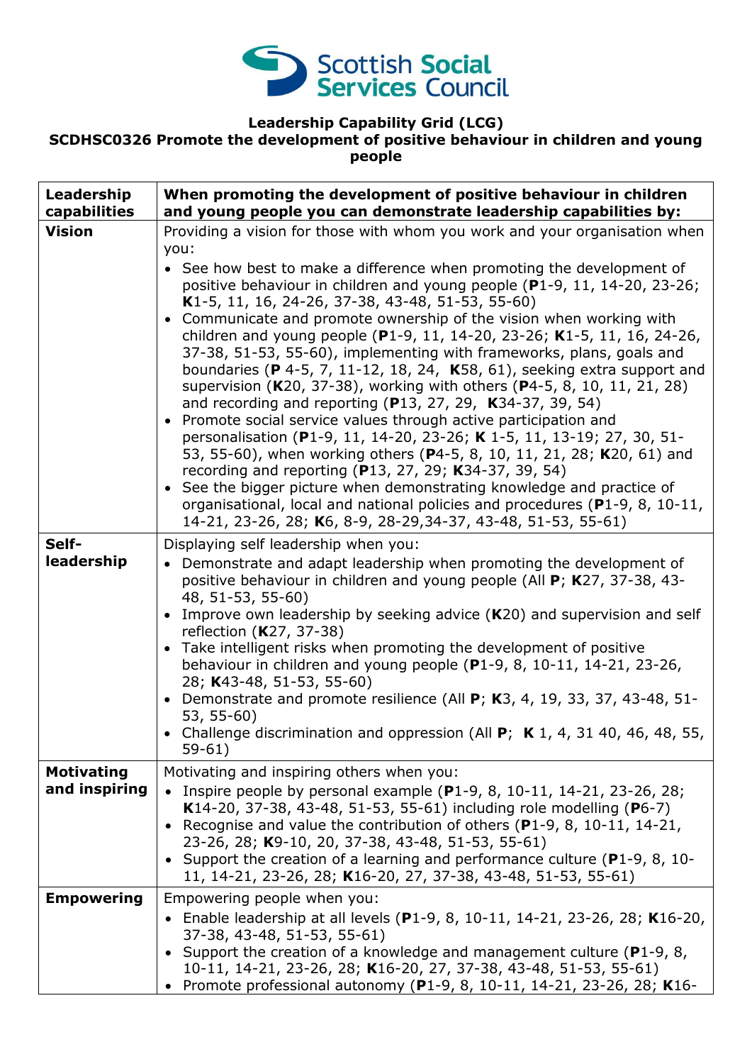**Leadership Capability Grid (LCG)**
**SCDHSC0326 Promote the development of positive behaviour in children and young people**

| **Leadership capabilities** | **When promoting the development of positive behaviour in children and young people you can demonstrate leadership capabilities by:** |
|---|---|
| **Vision** | Providing a vision for those with whom you work and your organisation when you:<br>• See how best to make a difference when promoting the development of positive behaviour in children and young people (**P**1-9, 11, 14-20, 23-26; **K**1-5, 11, 16, 24-26, 37-38, 43-48, 51-53, 55-60)<br>• Communicate and promote ownership of the vision when working with children and young people (**P**1-9, 11, 14-20, 23-26; **K**1-5, 11, 16, 24-26, 37-38, 51-53, 55-60), implementing with frameworks, plans, goals and boundaries (**P** 4-5, 7, 11-12, 18, 24, **K**58, 61), seeking extra support and supervision (**K**20, 37-38), working with others (**P**4-5, 8, 10, 11, 21, 28) and recording and reporting (**P**13, 27, 29, **K**34-37, 39, 54)<br>• Promote social service values through active participation and personalisation (**P**1-9, 11, 14-20, 23-26; **K** 1-5, 11, 13-19; 27, 30, 51-53, 55-60), when working others (**P**4-5, 8, 10, 11, 21, 28; **K**20, 61) and recording and reporting (**P**13, 27, 29; **K**34-37, 39, 54)<br>• See the bigger picture when demonstrating knowledge and practice of organisational, local and national policies and procedures (**P**1-9, 8, 10-11, 14-21, 23-26, 28; **K**6, 8-9, 28-29,34-37, 43-48, 51-53, 55-61) |
| **Self-leadership** | Displaying self leadership when you:<br>• Demonstrate and adapt leadership when promoting the development of positive behaviour in children and young people (All **P**; **K**27, 37-38, 43-48, 51-53, 55-60)<br>• Improve own leadership by seeking advice (**K**20) and supervision and self reflection (**K**27, 37-38)<br>• Take intelligent risks when promoting the development of positive behaviour in children and young people (**P**1-9, 8, 10-11, 14-21, 23-26, 28; **K**43-48, 51-53, 55-60)<br>• Demonstrate and promote resilience (All **P**; **K**3, 4, 19, 33, 37, 43-48, 51-53, 55-60)<br>• Challenge discrimination and oppression (All **P**; **K** 1, 4, 31 40, 46, 48, 55, 59-61) |
| **Motivating and inspiring** | Motivating and inspiring others when you:<br>• Inspire people by personal example (**P**1-9, 8, 10-11, 14-21, 23-26, 28; **K**14-20, 37-38, 43-48, 51-53, 55-61) including role modelling (**P**6-7)<br>• Recognise and value the contribution of others (**P**1-9, 8, 10-11, 14-21, 23-26, 28; **K**9-10, 20, 37-38, 43-48, 51-53, 55-61)<br>• Support the creation of a learning and performance culture (**P**1-9, 8, 10-11, 14-21, 23-26, 28; **K**16-20, 27, 37-38, 43-48, 51-53, 55-61) |
| **Empowering** | Empowering people when you:<br>• Enable leadership at all levels (**P**1-9, 8, 10-11, 14-21, 23-26, 28; **K**16-20, 37-38, 43-48, 51-53, 55-61)<br>• Support the creation of a knowledge and management culture (**P**1-9, 8, 10-11, 14-21, 23-26, 28; **K**16-20, 27, 37-38, 43-48, 51-53, 55-61)<br>• Promote professional autonomy (**P**1-9, 8, 10-11, 14-21, 23-26, 28; **K**16- |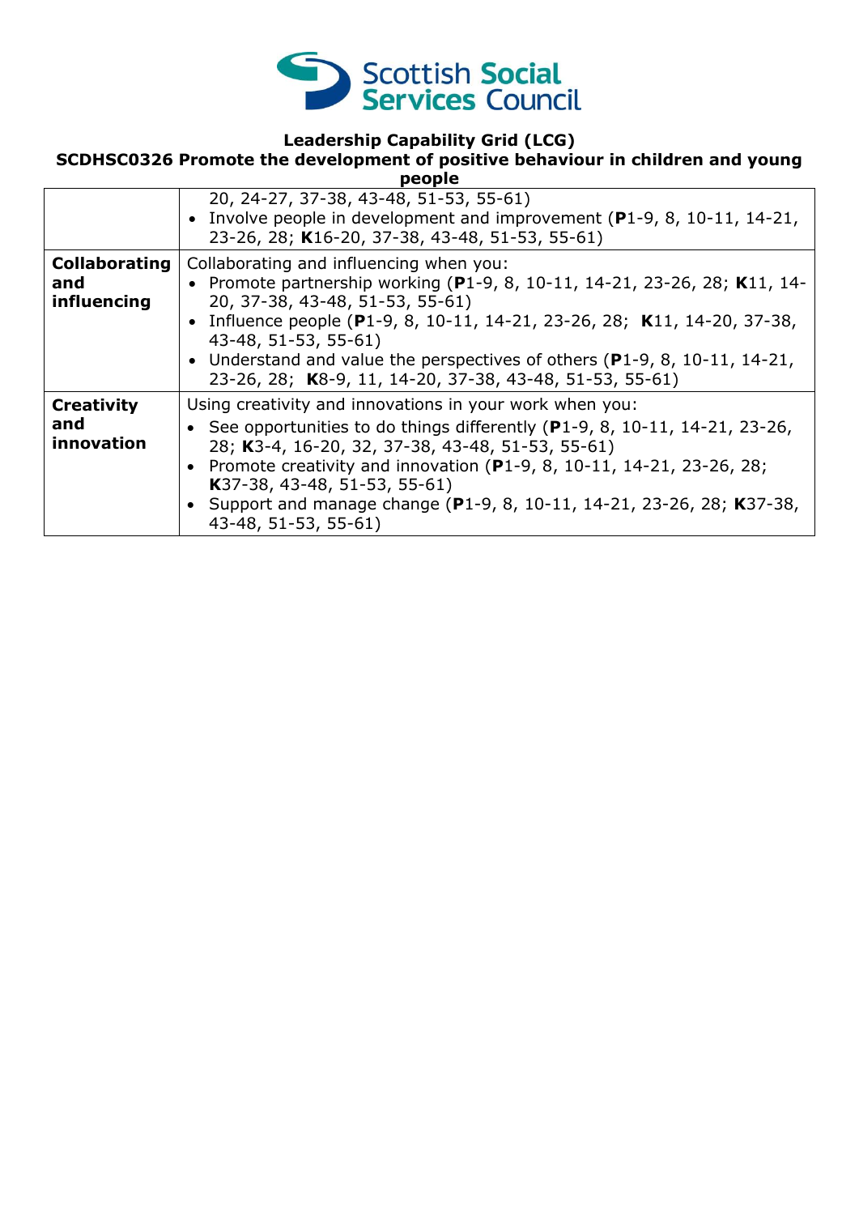| | |
|---|---|
| | 20, 24-27, 37-38, 43-48, 51-53, 55-61)<br>• Involve people in development and improvement (**P**1-9, 8, 10-11, 14-21, 23-26, 28; **K**16-20, 37-38, 43-48, 51-53, 55-61) |
| **Collaborating and influencing** | Collaborating and influencing when you:<br>• Promote partnership working (**P**1-9, 8, 10-11, 14-21, 23-26, 28; **K**11, 14-20, 37-38, 43-48, 51-53, 55-61)<br>• Influence people (**P**1-9, 8, 10-11, 14-21, 23-26, 28; **K**11, 14-20, 37-38, 43-48, 51-53, 55-61)<br>• Understand and value the perspectives of others (**P**1-9, 8, 10-11, 14-21, 23-26, 28; **K**8-9, 11, 14-20, 37-38, 43-48, 51-53, 55-61) |
| **Creativity and innovation** | Using creativity and innovations in your work when you:<br>• See opportunities to do things differently (**P**1-9, 8, 10-11, 14-21, 23-26, 28; **K**3-4, 16-20, 32, 37-38, 43-48, 51-53, 55-61)<br>• Promote creativity and innovation (**P**1-9, 8, 10-11, 14-21, 23-26, 28; **K**37-38, 43-48, 51-53, 55-61)<br>• Support and manage change (**P**1-9, 8, 10-11, 14-21, 23-26, 28; **K**37-38, 43-48, 51-53, 55-61) |